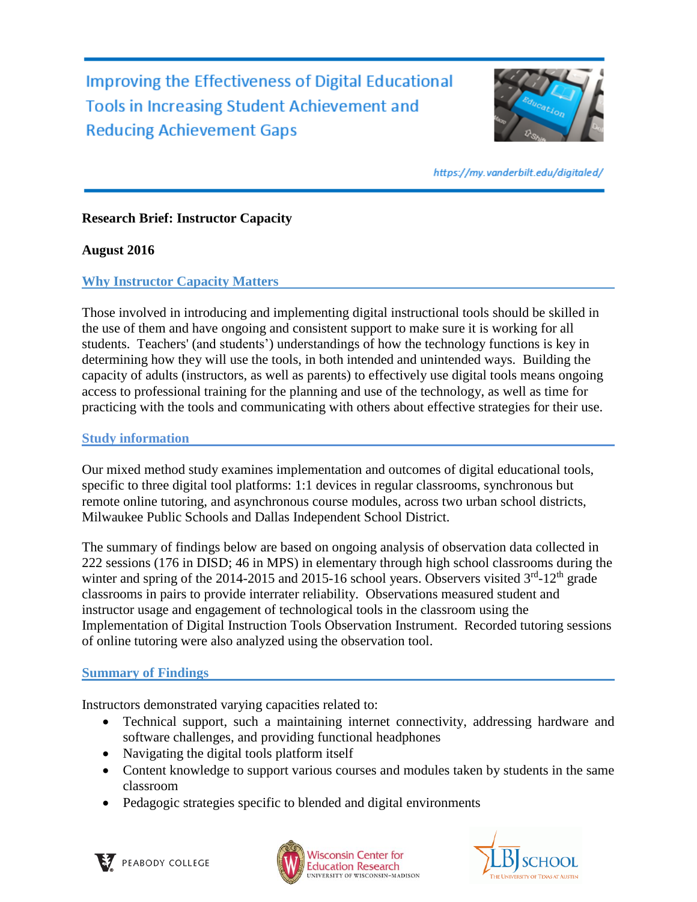# Improving the Effectiveness of Digital Educational Tools in Increasing Student Achievement and Reducing Achievement Gaps

https://my.vanderbilt.edu/digitaled/

**Research Brief: Instructor Capacity**

**August 2016**

## Why Instructor Capacity Matters

Those involved in introducing and implementing digital instructional tools should be skilled in the use of them and have ongoing and consistent support to make sure it is working for all students. Teachers' (and students') understandings of how the technology functions is key in determining how they will use the tools, in both intended and unintended ways. Building the capacity of adults (instructors, as well as parents) to effectively use digital tools means ongoing access to professional training for the planning and use of the technology, as well as time for practicing with the tools and communicating with others about effective strategies for their use.

## Study information

Our mixed method study examines implementation and outcomes of digital educational tools, specific to three digital tool platforms: 1:1 devices in regular classrooms, synchronous but remote online tutoring, and asynchronous course modules, across two urban school districts, Milwaukee Public Schools and Dallas Independent School District.

The summary of findings below are based on ongoing analysis of observation data collected in 222 sessions (176 in DISD; 46 in MPS) in elementary through high school classrooms during the winter and spring of the 2014-2015 and 2015-16 school years. Observers visited 3rd-12th grade classrooms in pairs to provide interrater reliability. Observations measured student and instructor usage and engagement of technological tools in the classroom using the Implementation of Digital Instruction Tools Observation Instrument. Recorded tutoring sessions of online tutoring were also analyzed using the observation tool.

## Summary of Findings

Instructors demonstrated varying capacities related to:

- Technical support, such a maintaining internet connectivity, addressing hardware and software challenges, and providing functional headphones
- Navigating the digital tools platform itself
- Content knowledge to support various courses and modules taken by students in the same classroom
- Pedagogic strategies specific to blended and digital environments

PEABODY COLLEGE | Wisconsin Center for Education Research, University of Wisconsin–Madison | LBJ School, The University of Texas at Austin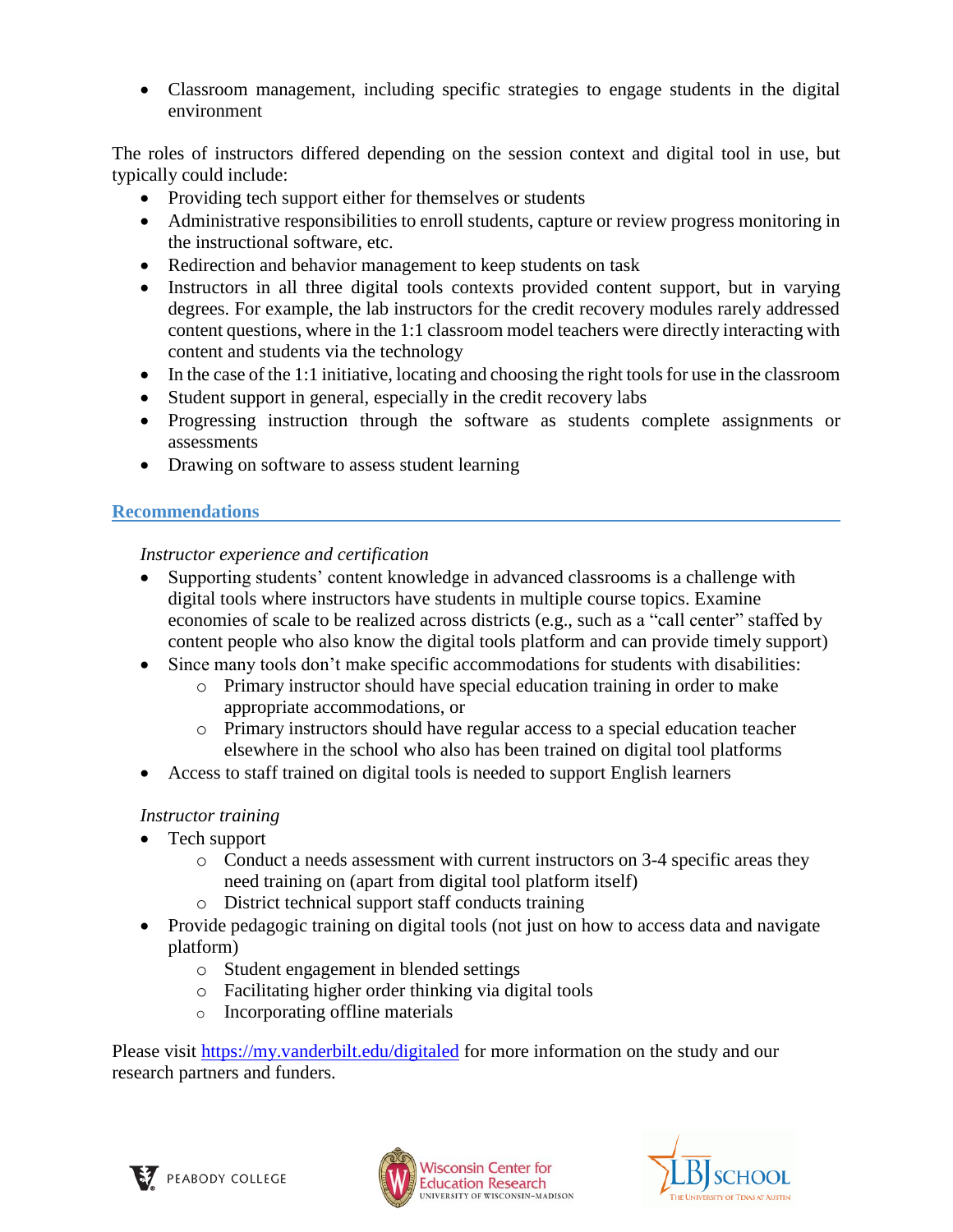- Classroom management, including specific strategies to engage students in the digital environment

The roles of instructors differed depending on the session context and digital tool in use, but typically could include:

- Providing tech support either for themselves or students
- Administrative responsibilities to enroll students, capture or review progress monitoring in the instructional software, etc.
- Redirection and behavior management to keep students on task
- Instructors in all three digital tools contexts provided content support, but in varying degrees. For example, the lab instructors for the credit recovery modules rarely addressed content questions, where in the 1:1 classroom model teachers were directly interacting with content and students via the technology
- In the case of the 1:1 initiative, locating and choosing the right tools for use in the classroom
- Student support in general, especially in the credit recovery labs
- Progressing instruction through the software as students complete assignments or assessments
- Drawing on software to assess student learning

## Recommendations

*Instructor experience and certification*

- Supporting students' content knowledge in advanced classrooms is a challenge with digital tools where instructors have students in multiple course topics. Examine economies of scale to be realized across districts (e.g., such as a "call center" staffed by content people who also know the digital tools platform and can provide timely support)
- Since many tools don't make specific accommodations for students with disabilities:
  - Primary instructor should have special education training in order to make appropriate accommodations, or
  - Primary instructors should have regular access to a special education teacher elsewhere in the school who also has been trained on digital tool platforms
- Access to staff trained on digital tools is needed to support English learners

*Instructor training*

- Tech support
  - Conduct a needs assessment with current instructors on 3-4 specific areas they need training on (apart from digital tool platform itself)
  - District technical support staff conducts training
- Provide pedagogic training on digital tools (not just on how to access data and navigate platform)
  - Student engagement in blended settings
  - Facilitating higher order thinking via digital tools
  - Incorporating offline materials

Please visit https://my.vanderbilt.edu/digitaled for more information on the study and our research partners and funders.

PEABODY COLLEGE

Wisconsin Center for Education Research
UNIVERSITY OF WISCONSIN–MADISON

LBJ SCHOOL
THE UNIVERSITY OF TEXAS AT AUSTIN